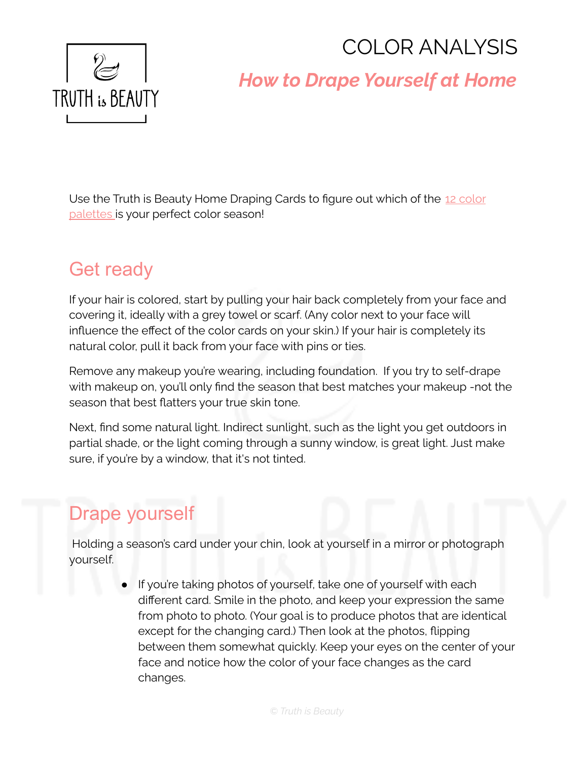# COLOR ANALYSIS

## *How to Drape Yourself at Home*

Use the Truth is Beauty Home Draping Cards to figure out which of the 12 color palettes is your perfect color season!

## Get ready

If your hair is colored, start by pulling your hair back completely from your face and covering it, ideally with a grey towel or scarf. (Any color next to your face will influence the effect of the color cards on your skin.) If your hair is completely its natural color, pull it back from your face with pins or ties.

Remove any makeup you're wearing, including foundation. If you try to self-drape with makeup on, you'll only find the season that best matches your makeup -not the season that best flatters your true skin tone.

Next, find some natural light. Indirect sunlight, such as the light you get outdoors in partial shade, or the light coming through a sunny window, is great light. Just make sure, if you're by a window, that it's not tinted.

## Drape yourself

Holding a season's card under your chin, look at yourself in a mirror or photograph yourself.

- If you're taking photos of yourself, take one of yourself with each different card. Smile in the photo, and keep your expression the same from photo to photo. (Your goal is to produce photos that are identical except for the changing card.) Then look at the photos, flipping between them somewhat quickly. Keep your eyes on the center of your face and notice how the color of your face changes as the card changes.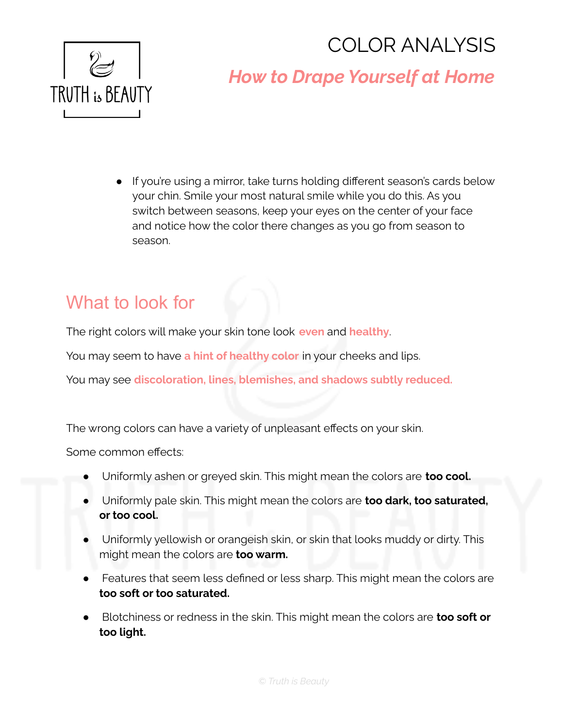- If you're using a mirror, take turns holding different season's cards below your chin. Smile your most natural smile while you do this. As you switch between seasons, keep your eyes on the center of your face and notice how the color there changes as you go from season to season.

## What to look for

The right colors will make your skin tone look **even** and **healthy**.

You may seem to have **a hint of healthy color** in your cheeks and lips.

You may see **discoloration, lines, blemishes, and shadows subtly reduced.**

The wrong colors can have a variety of unpleasant effects on your skin.

Some common effects:

- Uniformly ashen or greyed skin. This might mean the colors are **too cool.**
- Uniformly pale skin. This might mean the colors are **too dark, too saturated, or too cool.**
- Uniformly yellowish or orangeish skin, or skin that looks muddy or dirty. This might mean the colors are **too warm.**
- Features that seem less defined or less sharp. This might mean the colors are **too soft or too saturated.**
- Blotchiness or redness in the skin. This might mean the colors are **too soft or too light.**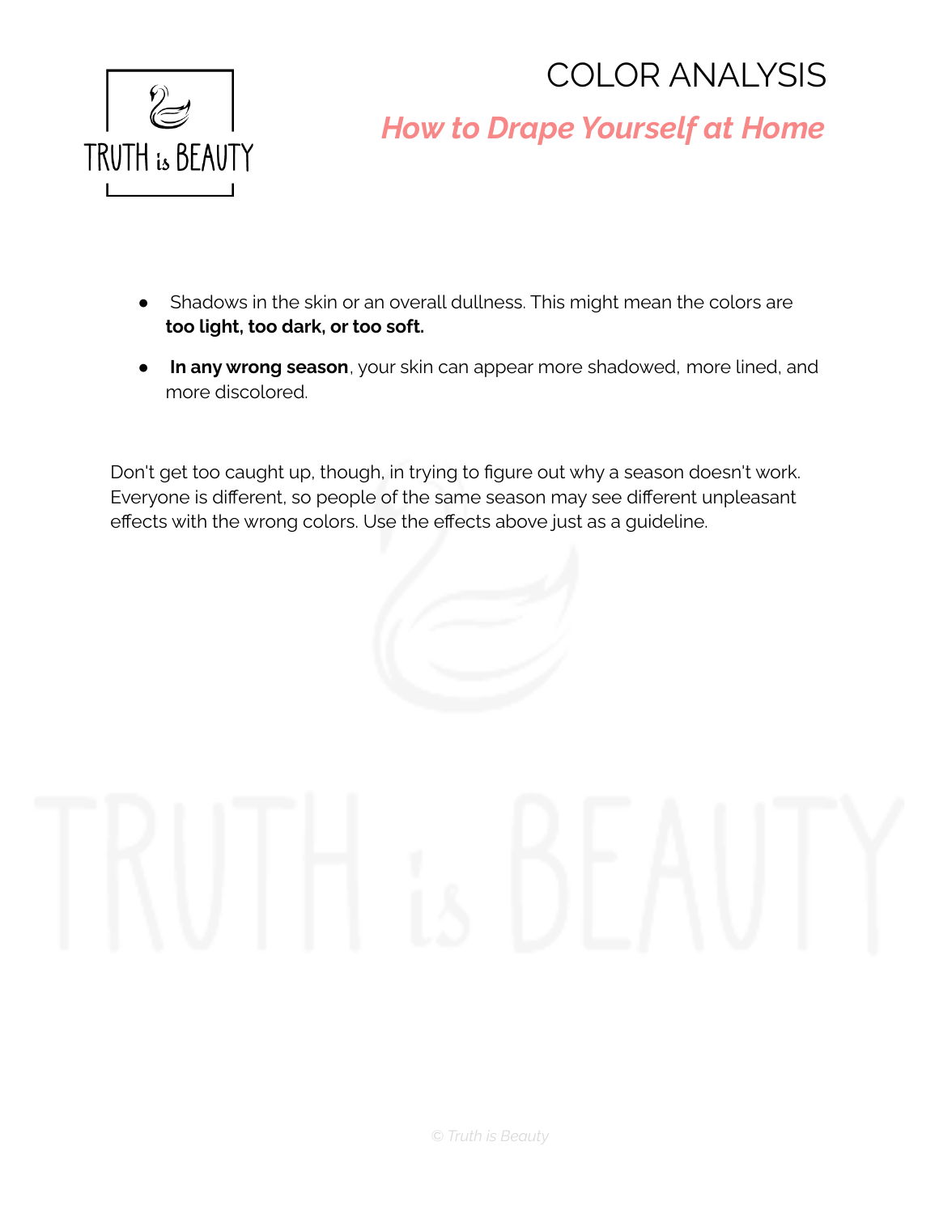- Shadows in the skin or an overall dullness. This might mean the colors are **too light, too dark, or too soft.**
- **In any wrong season**, your skin can appear more shadowed, more lined, and more discolored.

Don't get too caught up, though, in trying to figure out why a season doesn't work. Everyone is different, so people of the same season may see different unpleasant effects with the wrong colors. Use the effects above just as a guideline.